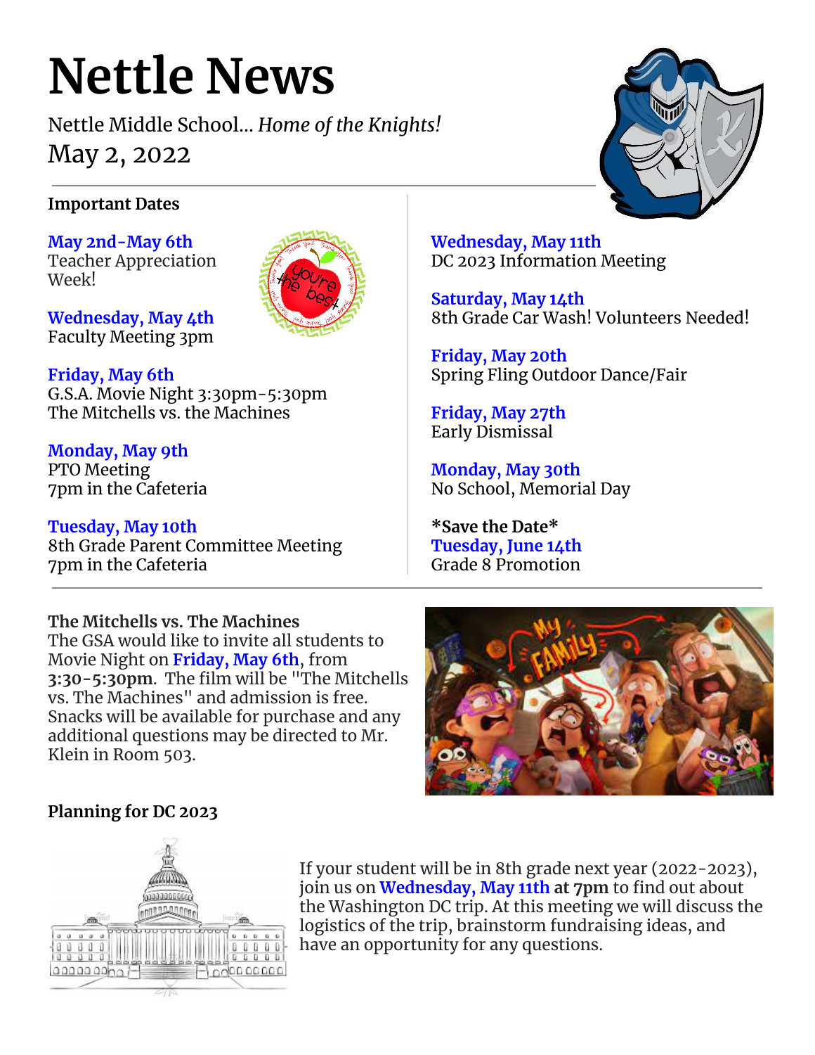# Nettle News

Nettle Middle School... *Home of the Knights!*

May 2, 2022

**Important Dates**

**May 2nd-May 6th**
Teacher Appreciation Week!

**Wednesday, May 4th**
Faculty Meeting 3pm

**Friday, May 6th**
G.S.A. Movie Night 3:30pm-5:30pm
The Mitchells vs. the Machines

**Monday, May 9th**
PTO Meeting
7pm in the Cafeteria

**Tuesday, May 10th**
8th Grade Parent Committee Meeting
7pm in the Cafeteria

**Wednesday, May 11th**
DC 2023 Information Meeting

**Saturday, May 14th**
8th Grade Car Wash! Volunteers Needed!

**Friday, May 20th**
Spring Fling Outdoor Dance/Fair

**Friday, May 27th**
Early Dismissal

**Monday, May 30th**
No School, Memorial Day

***Save the Date***
**Tuesday, June 14th**
Grade 8 Promotion

**The Mitchells vs. The Machines**

The GSA would like to invite all students to Movie Night on **Friday, May 6th**, from **3:30-5:30pm**. The film will be "The Mitchells vs. The Machines" and admission is free. Snacks will be available for purchase and any additional questions may be directed to Mr. Klein in Room 503.

**Planning for DC 2023**

If your student will be in 8th grade next year (2022-2023), join us on **Wednesday, May 11th at 7pm** to find out about the Washington DC trip. At this meeting we will discuss the logistics of the trip, brainstorm fundraising ideas, and have an opportunity for any questions.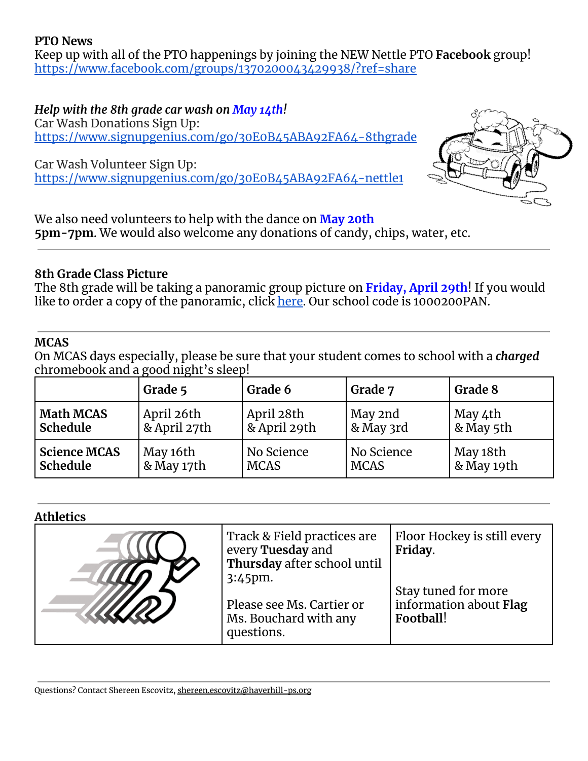**PTO News**

Keep up with all of the PTO happenings by joining the NEW Nettle PTO **Facebook** group!
https://www.facebook.com/groups/1370200043429938/?ref=share

***Help with the 8th grade car wash on May 14th!***

Car Wash Donations Sign Up:
https://www.signupgenius.com/go/30E0B45ABA92FA64-8thgrade

Car Wash Volunteer Sign Up:
https://www.signupgenius.com/go/30E0B45ABA92FA64-nettle1

We also need volunteers to help with the dance on **May 20th 5pm-7pm**. We would also welcome any donations of candy, chips, water, etc.

---

**8th Grade Class Picture**

The 8th grade will be taking a panoramic group picture on **Friday, April 29th**! If you would like to order a copy of the panoramic, click here. Our school code is 1000200PAN.

---

**MCAS**

On MCAS days especially, please be sure that your student comes to school with a ***charged*** chromebook and a good night's sleep!

| | **Grade 5** | **Grade 6** | **Grade 7** | **Grade 8** |
|---|---|---|---|---|
| **Math MCAS Schedule** | April 26th & April 27th | April 28th & April 29th | May 2nd & May 3rd | May 4th & May 5th |
| **Science MCAS Schedule** | May 16th & May 17th | No Science MCAS | No Science MCAS | May 18th & May 19th |

---

**Athletics**

| | | |
|---|---|---|
| | Track & Field practices are every **Tuesday** and **Thursday** after school until 3:45pm.<br><br>Please see Ms. Cartier or Ms. Bouchard with any questions. | Floor Hockey is still every **Friday**.<br><br>Stay tuned for more information about **Flag Football**! |

---

Questions? Contact Shereen Escovitz, shereen.escovitz@haverhill-ps.org